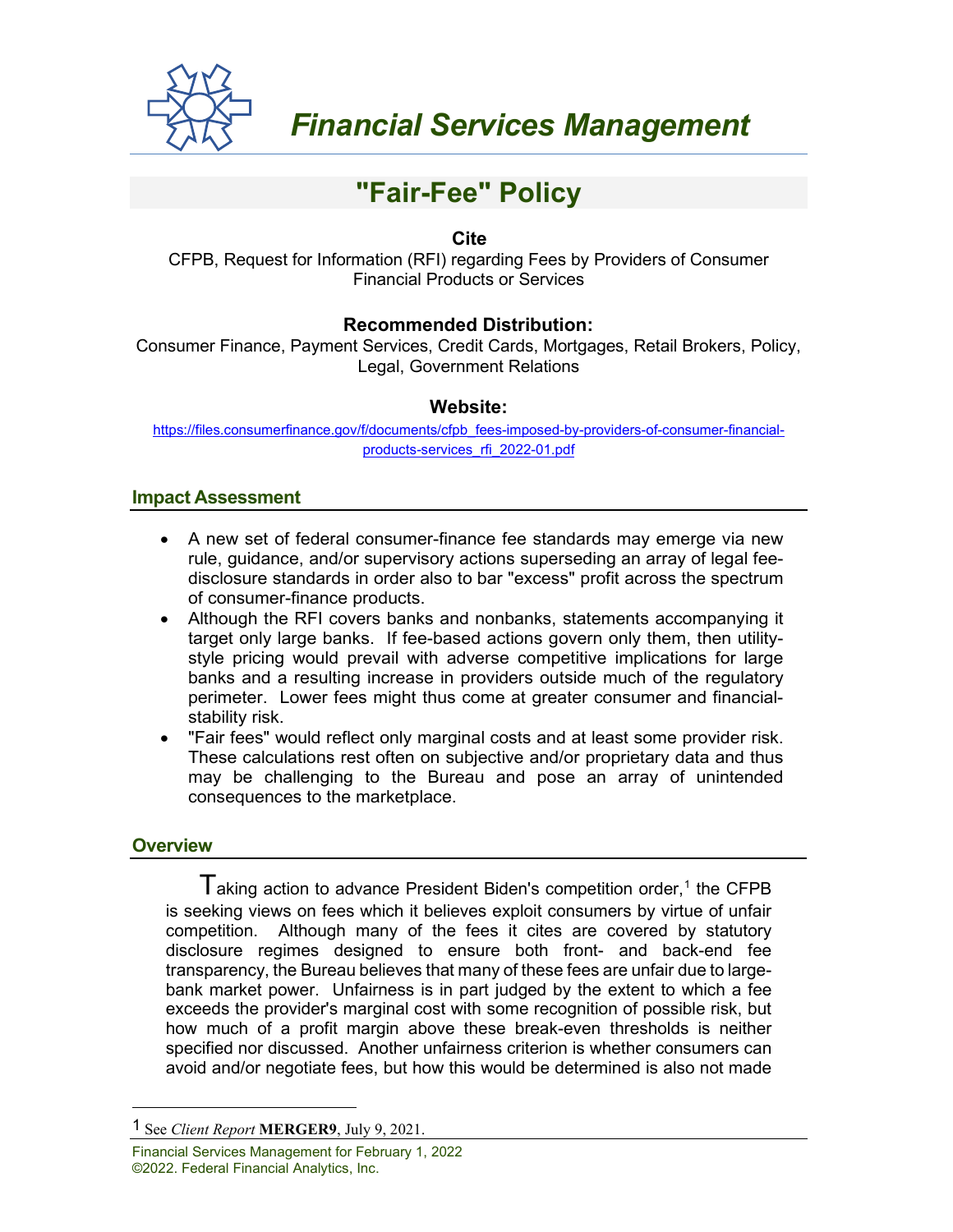# Financial Services Management

## "Fair-Fee" Policy

**Cite**

CFPB, Request for Information (RFI) regarding Fees by Providers of Consumer Financial Products or Services

**Recommended Distribution:**

Consumer Finance, Payment Services, Credit Cards, Mortgages, Retail Brokers, Policy, Legal, Government Relations

**Website:**

https://files.consumerfinance.gov/f/documents/cfpb_fees-imposed-by-providers-of-consumer-financial-products-services_rfi_2022-01.pdf

### Impact Assessment

- A new set of federal consumer-finance fee standards may emerge via new rule, guidance, and/or supervisory actions superseding an array of legal fee-disclosure standards in order also to bar "excess" profit across the spectrum of consumer-finance products.
- Although the RFI covers banks and nonbanks, statements accompanying it target only large banks. If fee-based actions govern only them, then utility-style pricing would prevail with adverse competitive implications for large banks and a resulting increase in providers outside much of the regulatory perimeter. Lower fees might thus come at greater consumer and financial-stability risk.
- "Fair fees" would reflect only marginal costs and at least some provider risk. These calculations rest often on subjective and/or proprietary data and thus may be challenging to the Bureau and pose an array of unintended consequences to the marketplace.

### Overview

Taking action to advance President Biden's competition order,[1] the CFPB is seeking views on fees which it believes exploit consumers by virtue of unfair competition. Although many of the fees it cites are covered by statutory disclosure regimes designed to ensure both front- and back-end fee transparency, the Bureau believes that many of these fees are unfair due to large-bank market power. Unfairness is in part judged by the extent to which a fee exceeds the provider's marginal cost with some recognition of possible risk, but how much of a profit margin above these break-even thresholds is neither specified nor discussed. Another unfairness criterion is whether consumers can avoid and/or negotiate fees, but how this would be determined is also not made

[1] See *Client Report* **MERGER9**, July 9, 2021.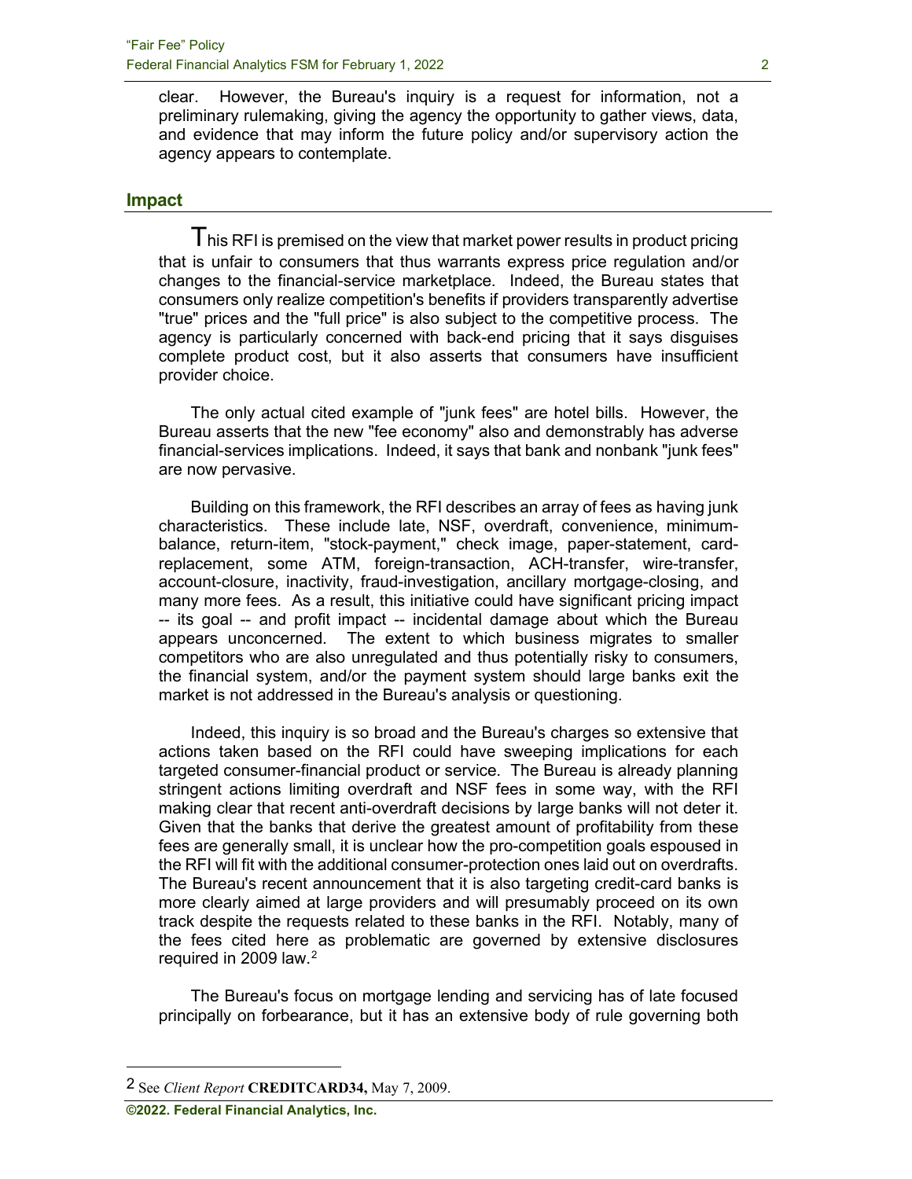clear. However, the Bureau's inquiry is a request for information, not a preliminary rulemaking, giving the agency the opportunity to gather views, data, and evidence that may inform the future policy and/or supervisory action the agency appears to contemplate.

## Impact

This RFI is premised on the view that market power results in product pricing that is unfair to consumers that thus warrants express price regulation and/or changes to the financial-service marketplace. Indeed, the Bureau states that consumers only realize competition's benefits if providers transparently advertise "true" prices and the "full price" is also subject to the competitive process. The agency is particularly concerned with back-end pricing that it says disguises complete product cost, but it also asserts that consumers have insufficient provider choice.

The only actual cited example of "junk fees" are hotel bills. However, the Bureau asserts that the new "fee economy" also and demonstrably has adverse financial-services implications. Indeed, it says that bank and nonbank "junk fees" are now pervasive.

Building on this framework, the RFI describes an array of fees as having junk characteristics. These include late, NSF, overdraft, convenience, minimum-balance, return-item, "stock-payment," check image, paper-statement, card-replacement, some ATM, foreign-transaction, ACH-transfer, wire-transfer, account-closure, inactivity, fraud-investigation, ancillary mortgage-closing, and many more fees. As a result, this initiative could have significant pricing impact -- its goal -- and profit impact -- incidental damage about which the Bureau appears unconcerned. The extent to which business migrates to smaller competitors who are also unregulated and thus potentially risky to consumers, the financial system, and/or the payment system should large banks exit the market is not addressed in the Bureau's analysis or questioning.

Indeed, this inquiry is so broad and the Bureau's charges so extensive that actions taken based on the RFI could have sweeping implications for each targeted consumer-financial product or service. The Bureau is already planning stringent actions limiting overdraft and NSF fees in some way, with the RFI making clear that recent anti-overdraft decisions by large banks will not deter it. Given that the banks that derive the greatest amount of profitability from these fees are generally small, it is unclear how the pro-competition goals espoused in the RFI will fit with the additional consumer-protection ones laid out on overdrafts. The Bureau's recent announcement that it is also targeting credit-card banks is more clearly aimed at large providers and will presumably proceed on its own track despite the requests related to these banks in the RFI. Notably, many of the fees cited here as problematic are governed by extensive disclosures required in 2009 law.[2]

The Bureau's focus on mortgage lending and servicing has of late focused principally on forbearance, but it has an extensive body of rule governing both

---

2 See *Client Report* **CREDITCARD34,** May 7, 2009.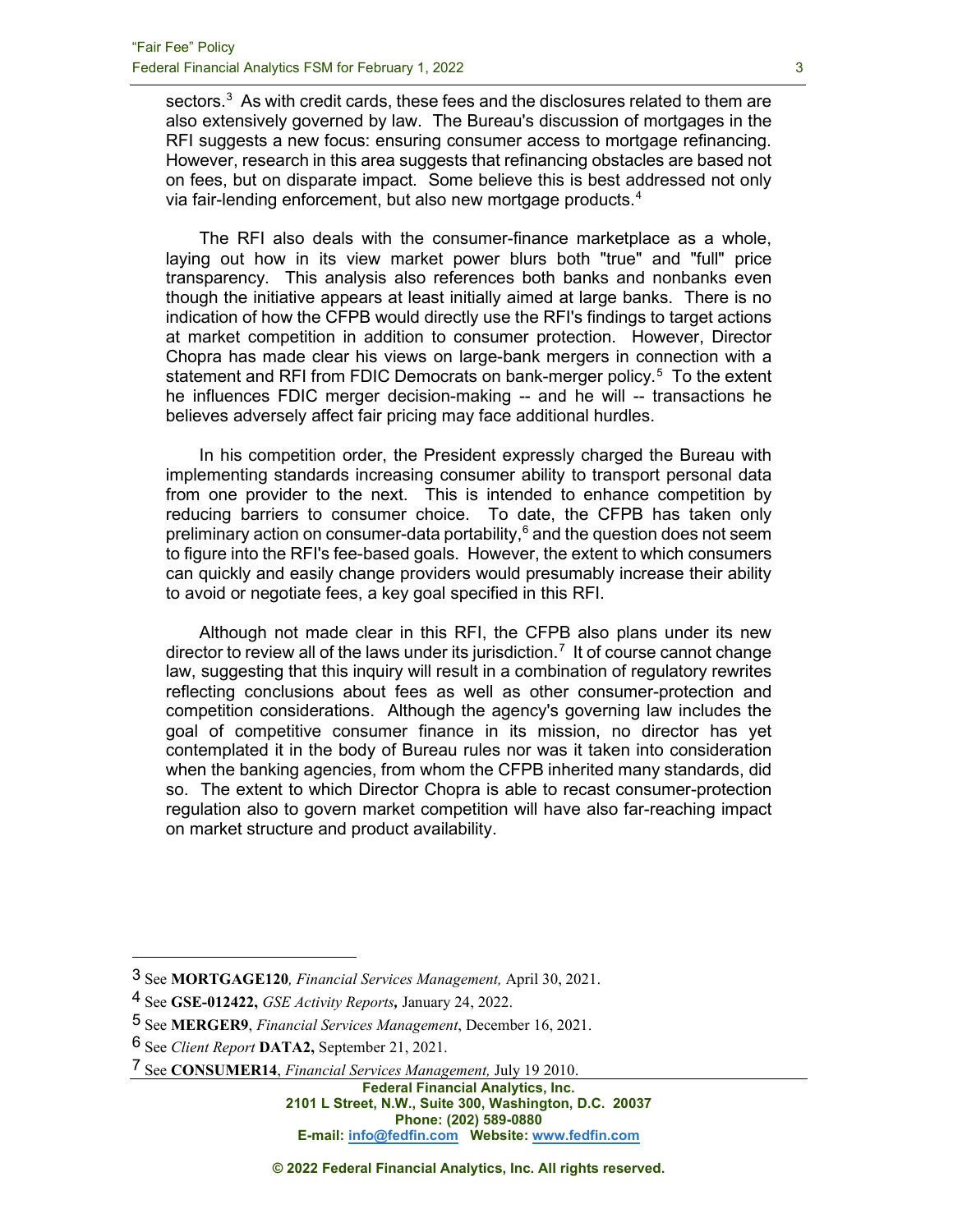sectors.[3] As with credit cards, these fees and the disclosures related to them are also extensively governed by law. The Bureau's discussion of mortgages in the RFI suggests a new focus: ensuring consumer access to mortgage refinancing. However, research in this area suggests that refinancing obstacles are based not on fees, but on disparate impact. Some believe this is best addressed not only via fair-lending enforcement, but also new mortgage products.[4]

The RFI also deals with the consumer-finance marketplace as a whole, laying out how in its view market power blurs both "true" and "full" price transparency. This analysis also references both banks and nonbanks even though the initiative appears at least initially aimed at large banks. There is no indication of how the CFPB would directly use the RFI's findings to target actions at market competition in addition to consumer protection. However, Director Chopra has made clear his views on large-bank mergers in connection with a statement and RFI from FDIC Democrats on bank-merger policy.[5] To the extent he influences FDIC merger decision-making -- and he will -- transactions he believes adversely affect fair pricing may face additional hurdles.

In his competition order, the President expressly charged the Bureau with implementing standards increasing consumer ability to transport personal data from one provider to the next. This is intended to enhance competition by reducing barriers to consumer choice. To date, the CFPB has taken only preliminary action on consumer-data portability,[6] and the question does not seem to figure into the RFI's fee-based goals. However, the extent to which consumers can quickly and easily change providers would presumably increase their ability to avoid or negotiate fees, a key goal specified in this RFI.

Although not made clear in this RFI, the CFPB also plans under its new director to review all of the laws under its jurisdiction.[7] It of course cannot change law, suggesting that this inquiry will result in a combination of regulatory rewrites reflecting conclusions about fees as well as other consumer-protection and competition considerations. Although the agency's governing law includes the goal of competitive consumer finance in its mission, no director has yet contemplated it in the body of Bureau rules nor was it taken into consideration when the banking agencies, from whom the CFPB inherited many standards, did so. The extent to which Director Chopra is able to recast consumer-protection regulation also to govern market competition will have also far-reaching impact on market structure and product availability.

---

[3] See **MORTGAGE120***, Financial Services Management,* April 30, 2021.

[4] See **GSE-012422,** *GSE Activity Reports***,** January 24, 2022.

[5] See **MERGER9**, *Financial Services Management*, December 16, 2021.

[6] See *Client Report* **DATA2,** September 21, 2021.

[7] See **CONSUMER14**, *Financial Services Management,* July 19 2010.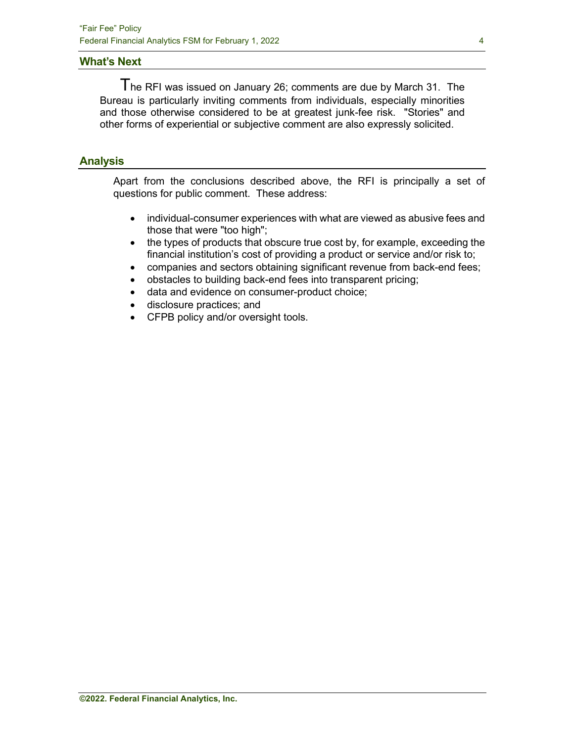## What's Next

The RFI was issued on January 26; comments are due by March 31. The Bureau is particularly inviting comments from individuals, especially minorities and those otherwise considered to be at greatest junk-fee risk. "Stories" and other forms of experiential or subjective comment are also expressly solicited.

## Analysis

Apart from the conclusions described above, the RFI is principally a set of questions for public comment. These address:

- individual-consumer experiences with what are viewed as abusive fees and those that were "too high";
- the types of products that obscure true cost by, for example, exceeding the financial institution's cost of providing a product or service and/or risk to;
- companies and sectors obtaining significant revenue from back-end fees;
- obstacles to building back-end fees into transparent pricing;
- data and evidence on consumer-product choice;
- disclosure practices; and
- CFPB policy and/or oversight tools.